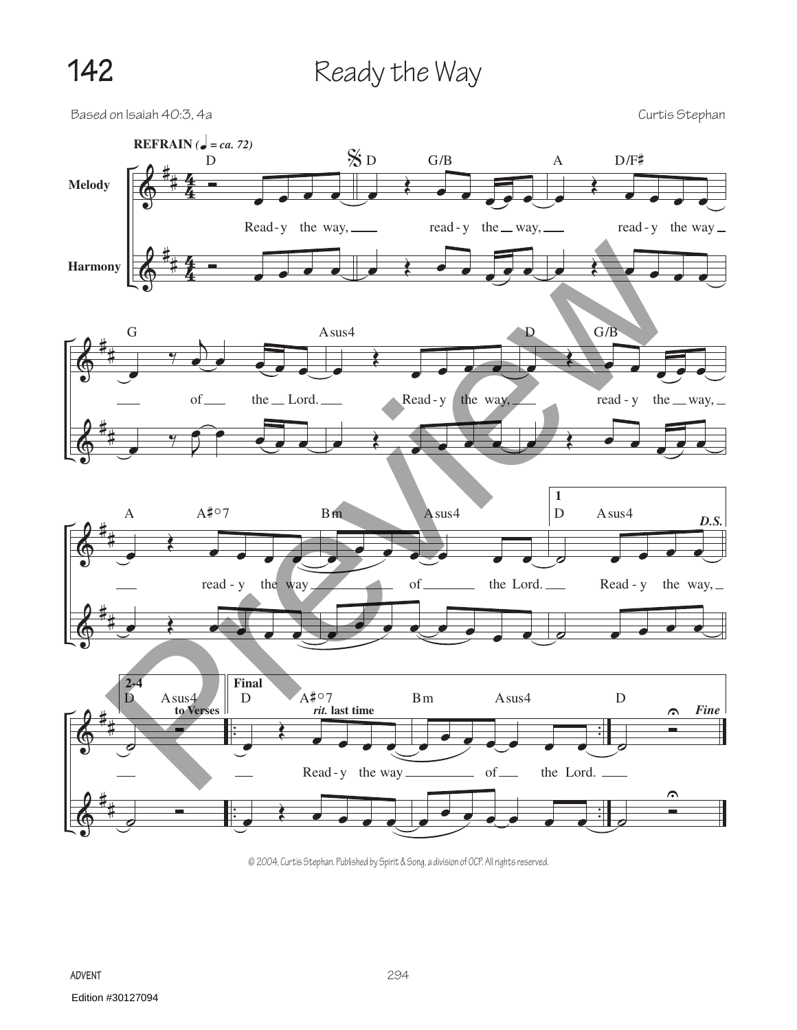# 142 Ready the Way

Based on Isaiah 40:3, 4a

Curtis Stephan

REFRAIN (♩ = ca. 72)

Melody

Harmony

D 𝄋 D G/B A D/F♯

Read - y the way, read - y the way, read - y the way

G Asus4 D G/B

of the Lord. Read - y the way, read - y the way,

A A♯°7 Bm Asus4 1 D Asus4 D.S.

read - y the way of the Lord. Read - y the way,

2-4 D Asus4 to Verses Final D A♯°7 rit. last time Bm Asus4 D Fine

Read - y the way of the Lord.

© 2004, Curtis Stephan. Published by Spirit & Song, a division of OCP. All rights reserved.

ADVENT

Edition #30127094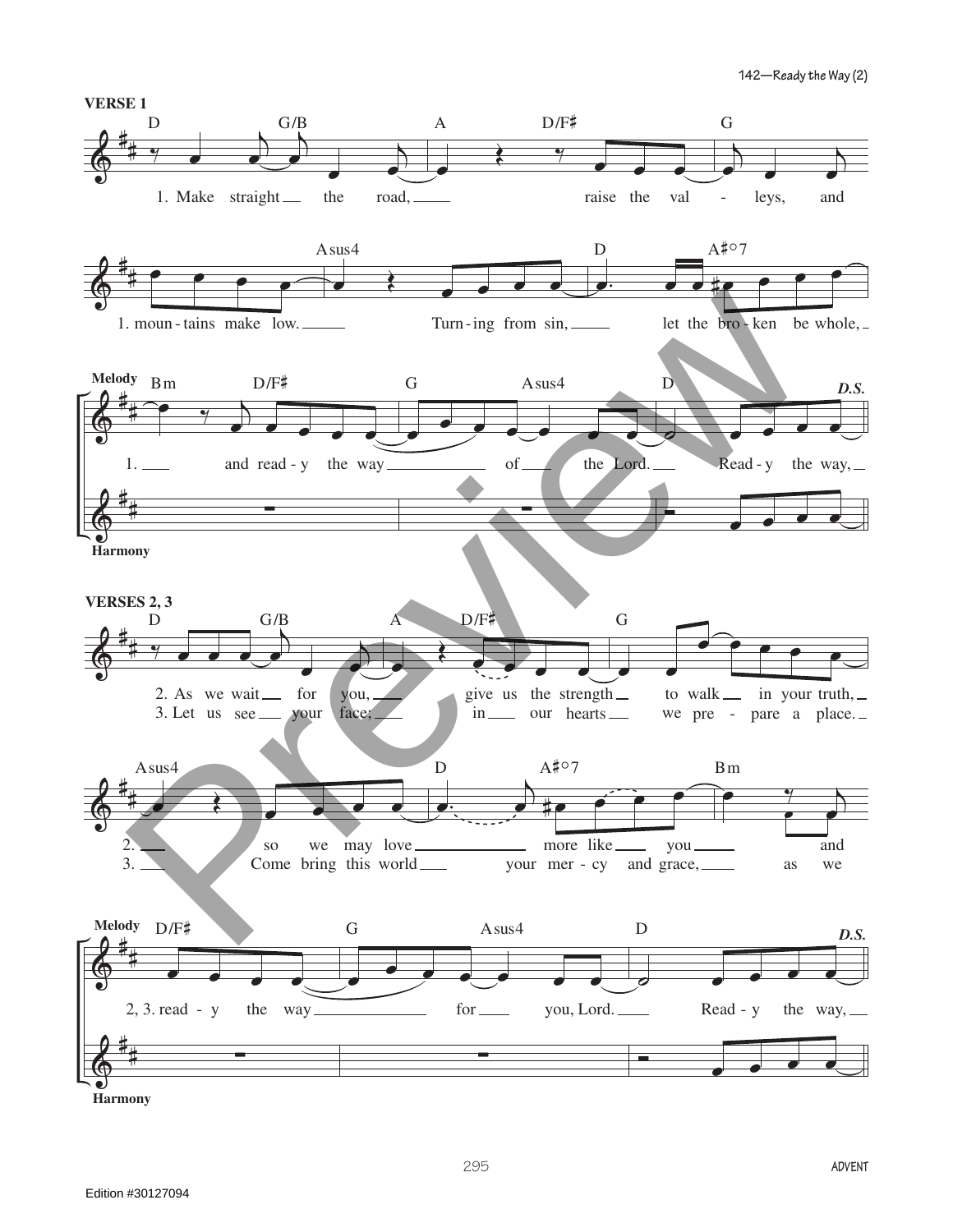VERSE 1

D G/B A D/F♯ G

1. Make straight the road, raise the val - leys, and

Asus4 D A♯°7

1. moun - tains make low. Turn - ing from sin, let the bro - ken be whole,

Melody Bm D/F♯ G Asus4 D *D.S.*

1. and read - y the way of the Lord. Read - y the way,

Harmony

VERSES 2, 3

D G/B A D/F♯ G

2. As we wait for you, give us the strength to walk in your truth,
3. Let us see your face; in our hearts we pre - pare a place.

Asus4 D A♯°7 Bm

2. so we may love more like you and
3. Come bring this world your mer - cy and grace, as we

Melody D/F♯ G Asus4 D *D.S.*

2, 3. read - y the way for you, Lord. Read - y the way,

Harmony

ADVENT

Edition #30127094